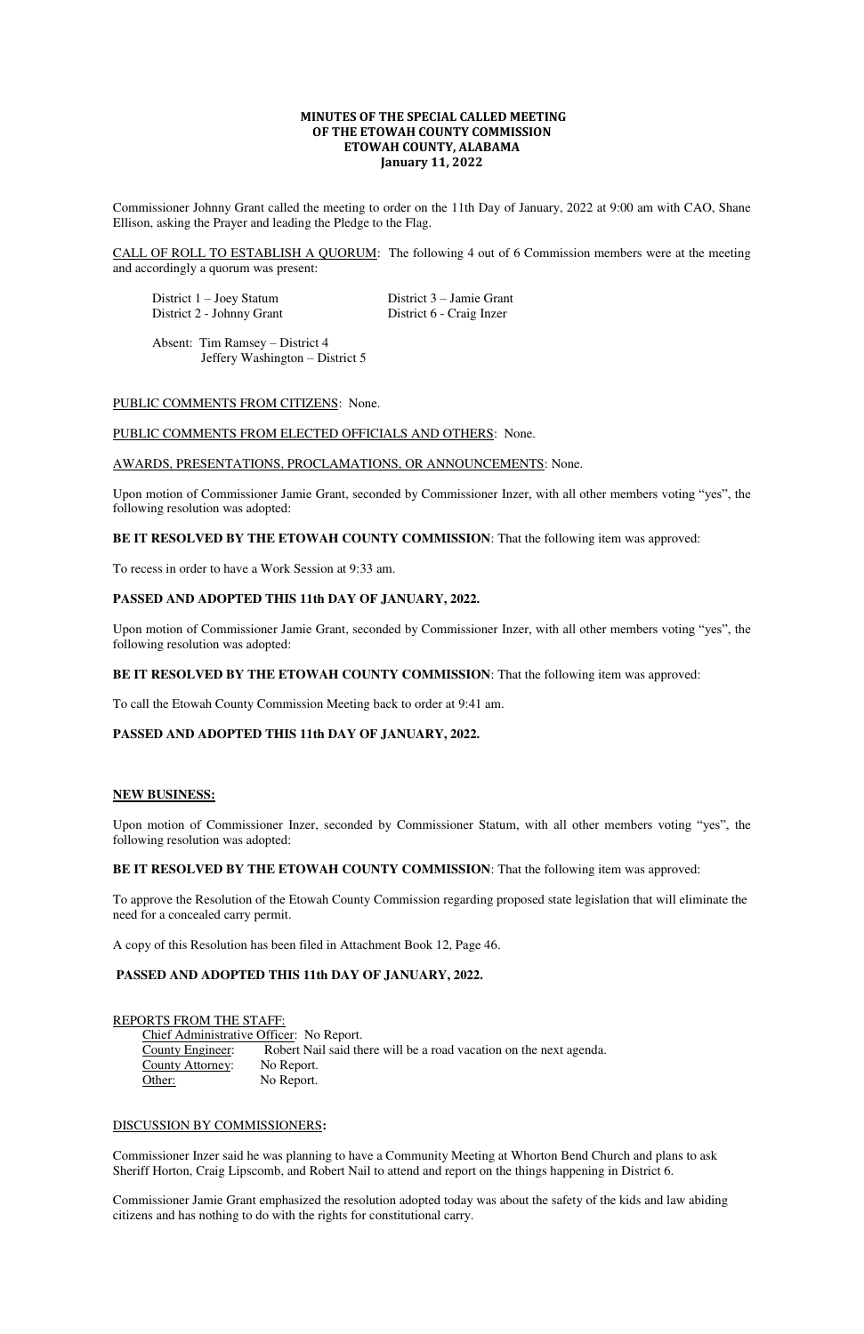# MINUTES OF THE SPECIAL CALLED MEETING
# OF THE ETOWAH COUNTY COMMISSION
# ETOWAH COUNTY, ALABAMA
# January 11, 2022

Commissioner Johnny Grant called the meeting to order on the 11th Day of January, 2022 at 9:00 am with CAO, Shane Ellison, asking the Prayer and leading the Pledge to the Flag.

CALL OF ROLL TO ESTABLISH A QUORUM: The following 4 out of 6 Commission members were at the meeting and accordingly a quorum was present:

District 1 – Joey Statum
District 2 - Johnny Grant
District 3 – Jamie Grant
District 6 - Craig Inzer

Absent: Tim Ramsey – District 4
Jeffery Washington – District 5

PUBLIC COMMENTS FROM CITIZENS: None.

PUBLIC COMMENTS FROM ELECTED OFFICIALS AND OTHERS: None.

AWARDS, PRESENTATIONS, PROCLAMATIONS, OR ANNOUNCEMENTS: None.

Upon motion of Commissioner Jamie Grant, seconded by Commissioner Inzer, with all other members voting "yes", the following resolution was adopted:

**BE IT RESOLVED BY THE ETOWAH COUNTY COMMISSION**: That the following item was approved:

To recess in order to have a Work Session at 9:33 am.

**PASSED AND ADOPTED THIS 11th DAY OF JANUARY, 2022.**

Upon motion of Commissioner Jamie Grant, seconded by Commissioner Inzer, with all other members voting "yes", the following resolution was adopted:

**BE IT RESOLVED BY THE ETOWAH COUNTY COMMISSION**: That the following item was approved:

To call the Etowah County Commission Meeting back to order at 9:41 am.

**PASSED AND ADOPTED THIS 11th DAY OF JANUARY, 2022.**

**NEW BUSINESS:**

Upon motion of Commissioner Inzer, seconded by Commissioner Statum, with all other members voting "yes", the following resolution was adopted:

**BE IT RESOLVED BY THE ETOWAH COUNTY COMMISSION**: That the following item was approved:

To approve the Resolution of the Etowah County Commission regarding proposed state legislation that will eliminate the need for a concealed carry permit.

A copy of this Resolution has been filed in Attachment Book 12, Page 46.

**PASSED AND ADOPTED THIS 11th DAY OF JANUARY, 2022.**

REPORTS FROM THE STAFF:

Chief Administrative Officer: No Report.
County Engineer: Robert Nail said there will be a road vacation on the next agenda.
County Attorney: No Report.
Other: No Report.

DISCUSSION BY COMMISSIONERS**:**

Commissioner Inzer said he was planning to have a Community Meeting at Whorton Bend Church and plans to ask Sheriff Horton, Craig Lipscomb, and Robert Nail to attend and report on the things happening in District 6.

Commissioner Jamie Grant emphasized the resolution adopted today was about the safety of the kids and law abiding citizens and has nothing to do with the rights for constitutional carry.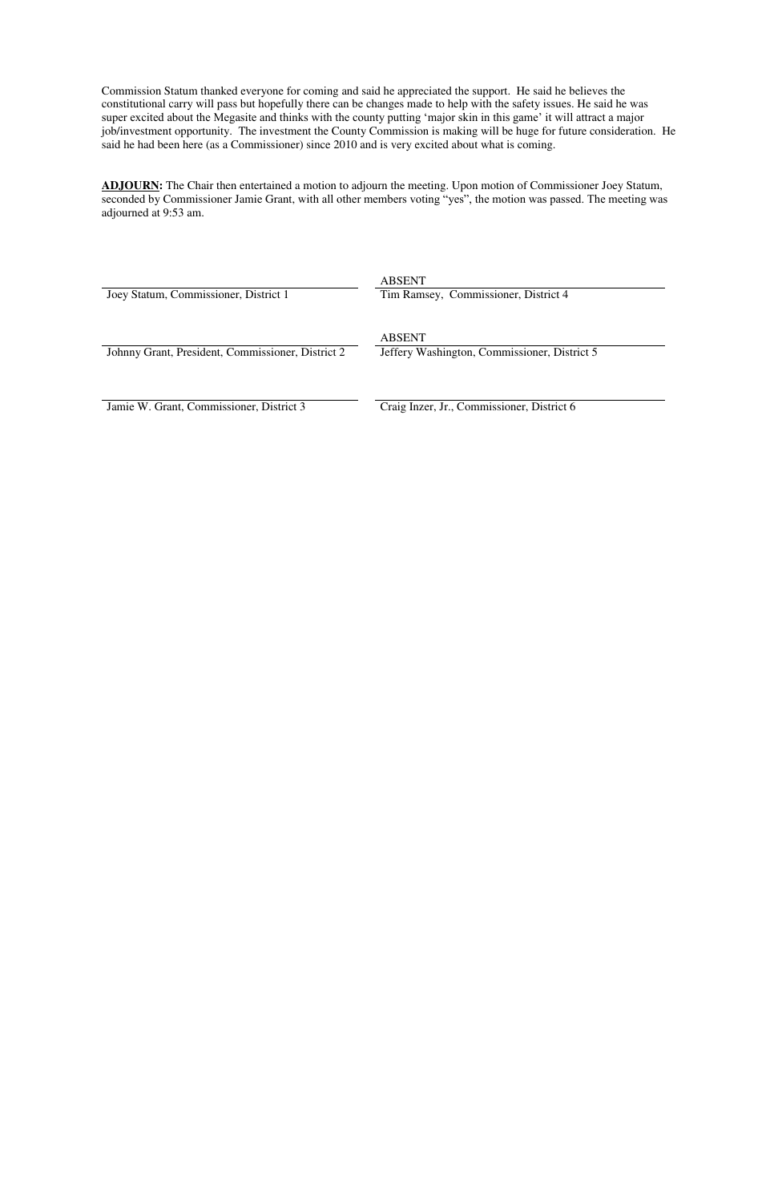Commission Statum thanked everyone for coming and said he appreciated the support. He said he believes the constitutional carry will pass but hopefully there can be changes made to help with the safety issues. He said he was super excited about the Megasite and thinks with the county putting 'major skin in this game' it will attract a major job/investment opportunity. The investment the County Commission is making will be huge for future consideration. He said he had been here (as a Commissioner) since 2010 and is very excited about what is coming.

**ADJOURN:** The Chair then entertained a motion to adjourn the meeting. Upon motion of Commissioner Joey Statum, seconded by Commissioner Jamie Grant, with all other members voting "yes", the motion was passed. The meeting was adjourned at 9:53 am.

| | |
|---|---|
| | ABSENT |
| Joey Statum, Commissioner, District 1 | Tim Ramsey, Commissioner, District 4 |
| | ABSENT |
| Johnny Grant, President, Commissioner, District 2 | Jeffery Washington, Commissioner, District 5 |
| | |
| Jamie W. Grant, Commissioner, District 3 | Craig Inzer, Jr., Commissioner, District 6 |